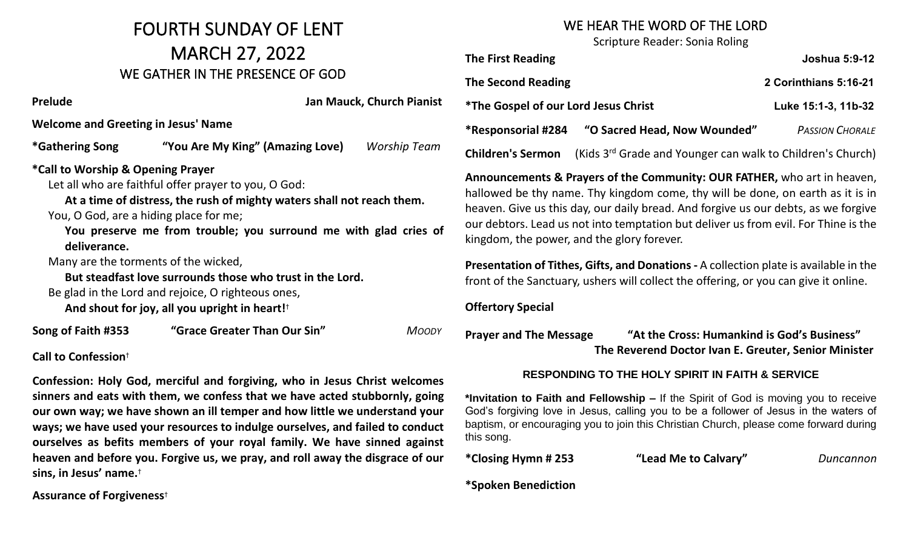# FOURTH SUNDAY OF LENT

# MARCH 27, 2022

## WE GATHER IN THE PRESENCE OF GOD

**Prelude** **Jan Mauck, Church Pianist**

**Welcome and Greeting in Jesus' Name**

**\*Gathering Song** **"You Are My King" (Amazing Love)** *Worship Team*

**\*Call to Worship & Opening Prayer**

Let all who are faithful offer prayer to you, O God:

**At a time of distress, the rush of mighty waters shall not reach them.**

You, O God, are a hiding place for me;

**You preserve me from trouble; you surround me with glad cries of deliverance.**

Many are the torments of the wicked,

**But steadfast love surrounds those who trust in the Lord.**

Be glad in the Lord and rejoice, O righteous ones,

**And shout for joy, all you upright in heart!**†

**Song of Faith #353** **"Grace Greater Than Our Sin"** *MOODY*

**Call to Confession**†

**Confession: Holy God, merciful and forgiving, who in Jesus Christ welcomes sinners and eats with them, we confess that we have acted stubbornly, going our own way; we have shown an ill temper and how little we understand your ways; we have used your resources to indulge ourselves, and failed to conduct ourselves as befits members of your royal family. We have sinned against heaven and before you. Forgive us, we pray, and roll away the disgrace of our sins, in Jesus' name.**†

**Assurance of Forgiveness**†

## WE HEAR THE WORD OF THE LORD

Scripture Reader: Sonia Roling

**The First Reading** **Joshua 5:9-12**

**The Second Reading** **2 Corinthians 5:16-21**

**\*The Gospel of our Lord Jesus Christ** **Luke 15:1-3, 11b-32**

**\*Responsorial #284** **"O Sacred Head, Now Wounded"** *PASSION CHORALE*

**Children's Sermon** (Kids 3rd Grade and Younger can walk to Children's Church)

**Announcements & Prayers of the Community: OUR FATHER,** who art in heaven, hallowed be thy name. Thy kingdom come, thy will be done, on earth as it is in heaven. Give us this day, our daily bread. And forgive us our debts, as we forgive our debtors. Lead us not into temptation but deliver us from evil. For Thine is the kingdom, the power, and the glory forever.

**Presentation of Tithes, Gifts, and Donations -** A collection plate is available in the front of the Sanctuary, ushers will collect the offering, or you can give it online.

**Offertory Special**

**Prayer and The Message** **"At the Cross: Humankind is God's Business"**
**The Reverend Doctor Ivan E. Greuter, Senior Minister**

### RESPONDING TO THE HOLY SPIRIT IN FAITH & SERVICE

**\*Invitation to Faith and Fellowship –** If the Spirit of God is moving you to receive God's forgiving love in Jesus, calling you to be a follower of Jesus in the waters of baptism, or encouraging you to join this Christian Church, please come forward during this song.

**\*Closing Hymn # 253** **"Lead Me to Calvary"** *Duncannon*

**\*Spoken Benediction**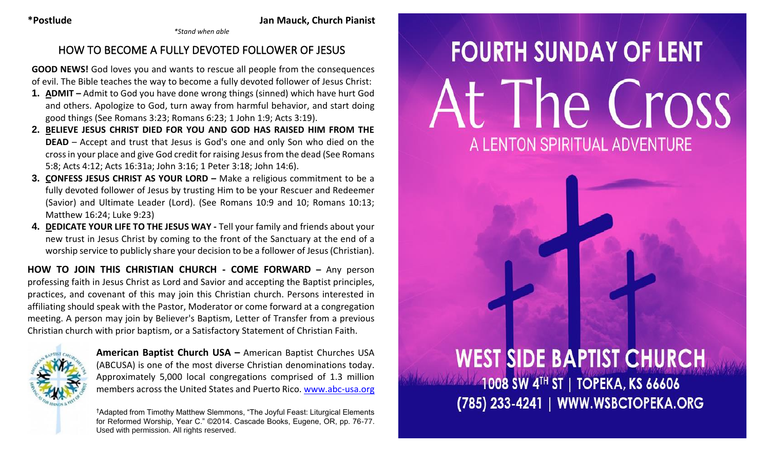**\*Postlude** **Jan Mauck, Church Pianist**

*\*Stand when able*

## HOW TO BECOME A FULLY DEVOTED FOLLOWER OF JESUS

**GOOD NEWS!** God loves you and wants to rescue all people from the consequences of evil. The Bible teaches the way to become a fully devoted follower of Jesus Christ:

1. **ADMIT –** Admit to God you have done wrong things (sinned) which have hurt God and others. Apologize to God, turn away from harmful behavior, and start doing good things (See Romans 3:23; Romans 6:23; 1 John 1:9; Acts 3:19).
2. **BELIEVE JESUS CHRIST DIED FOR YOU AND GOD HAS RAISED HIM FROM THE DEAD** – Accept and trust that Jesus is God's one and only Son who died on the cross in your place and give God credit for raising Jesus from the dead (See Romans 5:8; Acts 4:12; Acts 16:31a; John 3:16; 1 Peter 3:18; John 14:6).
3. **CONFESS JESUS CHRIST AS YOUR LORD –** Make a religious commitment to be a fully devoted follower of Jesus by trusting Him to be your Rescuer and Redeemer (Savior) and Ultimate Leader (Lord). (See Romans 10:9 and 10; Romans 10:13; Matthew 16:24; Luke 9:23)
4. **DEDICATE YOUR LIFE TO THE JESUS WAY -** Tell your family and friends about your new trust in Jesus Christ by coming to the front of the Sanctuary at the end of a worship service to publicly share your decision to be a follower of Jesus (Christian).

**HOW TO JOIN THIS CHRISTIAN CHURCH - COME FORWARD –** Any person professing faith in Jesus Christ as Lord and Savior and accepting the Baptist principles, practices, and covenant of this may join this Christian church. Persons interested in affiliating should speak with the Pastor, Moderator or come forward at a congregation meeting. A person may join by Believer's Baptism, Letter of Transfer from a previous Christian church with prior baptism, or a Satisfactory Statement of Christian Faith.

**American Baptist Church USA –** American Baptist Churches USA (ABCUSA) is one of the most diverse Christian denominations today. Approximately 5,000 local congregations comprised of 1.3 million members across the United States and Puerto Rico. www.abc-usa.org

†Adapted from Timothy Matthew Slemmons, "The Joyful Feast: Liturgical Elements for Reformed Worship, Year C." ©2014. Cascade Books, Eugene, OR, pp. 76-77. Used with permission. All rights reserved.

# FOURTH SUNDAY OF LENT

# At The Cross

A LENTON SPIRITUAL ADVENTURE

**WEST SIDE BAPTIST CHURCH**

1008 SW 4TH ST | TOPEKA, KS 66606

(785) 233-4241 | WWW.WSBCTOPEKA.ORG